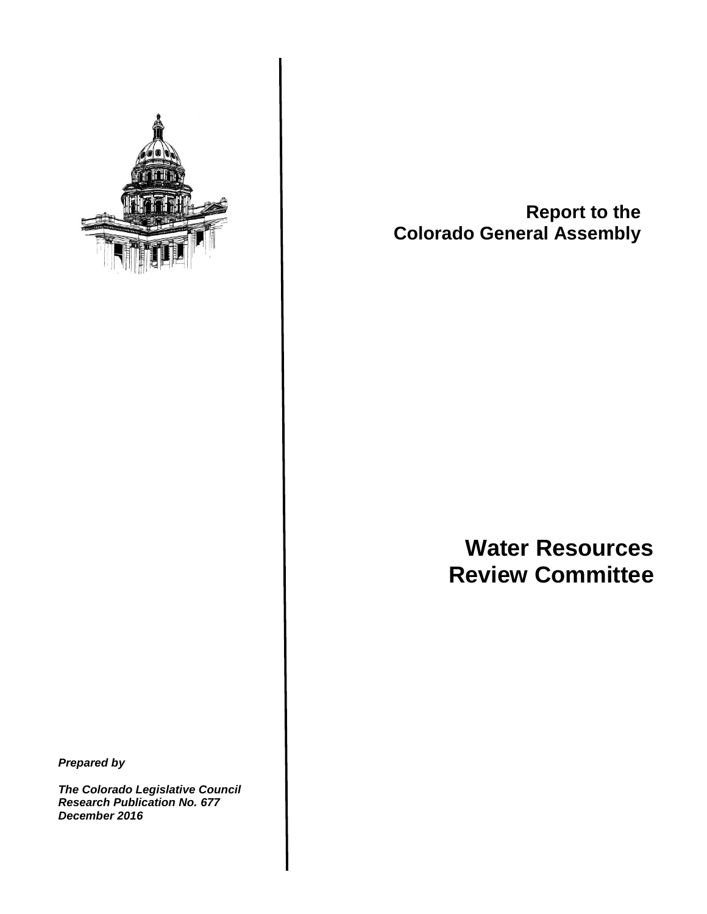**Report to the**
**Colorado General Assembly**

# Water Resources Review Committee

***Prepared by***

***The Colorado Legislative Council***
***Research Publication No. 677***
***December 2016***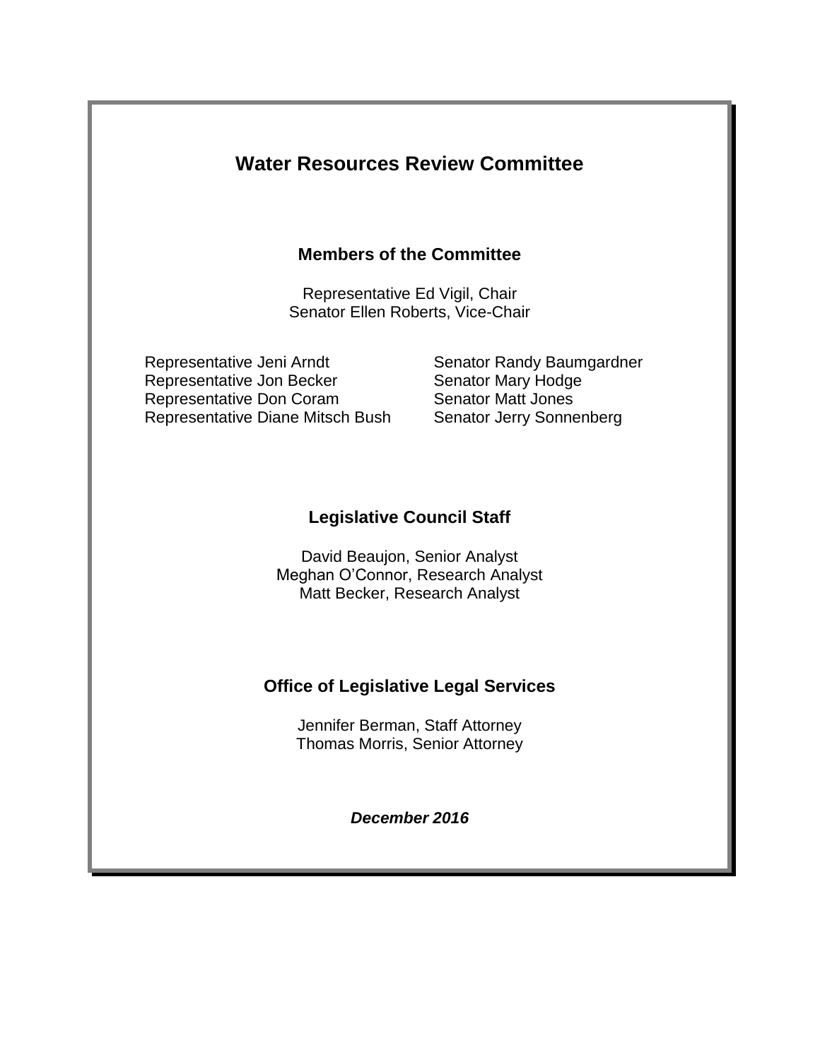# Water Resources Review Committee

## Members of the Committee

Representative Ed Vigil, Chair
Senator Ellen Roberts, Vice-Chair

Representative Jeni Arndt
Representative Jon Becker
Representative Don Coram
Representative Diane Mitsch Bush

Senator Randy Baumgardner
Senator Mary Hodge
Senator Matt Jones
Senator Jerry Sonnenberg

## Legislative Council Staff

David Beaujon, Senior Analyst
Meghan O'Connor, Research Analyst
Matt Becker, Research Analyst

## Office of Legislative Legal Services

Jennifer Berman, Staff Attorney
Thomas Morris, Senior Attorney

***December 2016***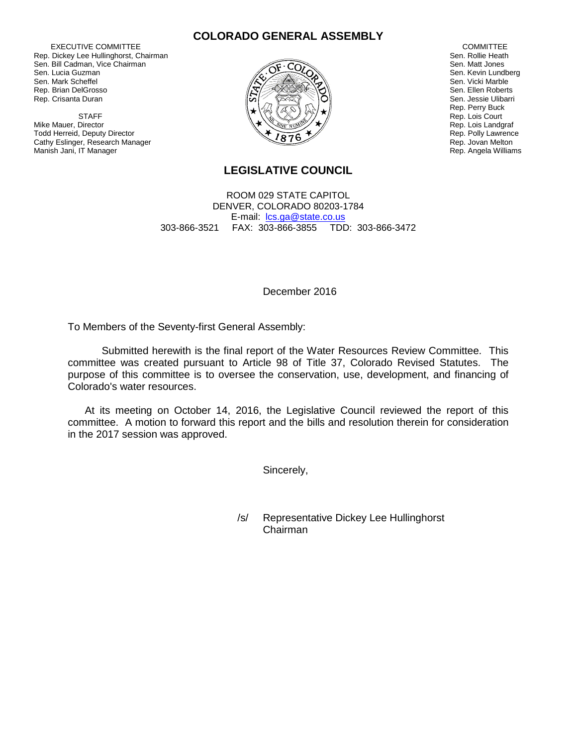# COLORADO GENERAL ASSEMBLY

EXECUTIVE COMMITTEE
Rep. Dickey Lee Hullinghorst, Chairman
Sen. Bill Cadman, Vice Chairman
Sen. Lucia Guzman
Sen. Mark Scheffel
Rep. Brian DelGrosso
Rep. Crisanta Duran

STAFF
Mike Mauer, Director
Todd Herreid, Deputy Director
Cathy Eslinger, Research Manager
Manish Jani, IT Manager

COMMITTEE
Sen. Rollie Heath
Sen. Matt Jones
Sen. Kevin Lundberg
Sen. Vicki Marble
Sen. Ellen Roberts
Sen. Jessie Ulibarri
Rep. Perry Buck
Rep. Lois Court
Rep. Lois Landgraf
Rep. Polly Lawrence
Rep. Jovan Melton
Rep. Angela Williams

## LEGISLATIVE COUNCIL

ROOM 029 STATE CAPITOL
DENVER, COLORADO 80203-1784
E-mail: lcs.ga@state.co.us
303-866-3521 FAX: 303-866-3855 TDD: 303-866-3472

December 2016

To Members of the Seventy-first General Assembly:

Submitted herewith is the final report of the Water Resources Review Committee. This committee was created pursuant to Article 98 of Title 37, Colorado Revised Statutes. The purpose of this committee is to oversee the conservation, use, development, and financing of Colorado's water resources.

At its meeting on October 14, 2016, the Legislative Council reviewed the report of this committee. A motion to forward this report and the bills and resolution therein for consideration in the 2017 session was approved.

Sincerely,

/s/ Representative Dickey Lee Hullinghorst
Chairman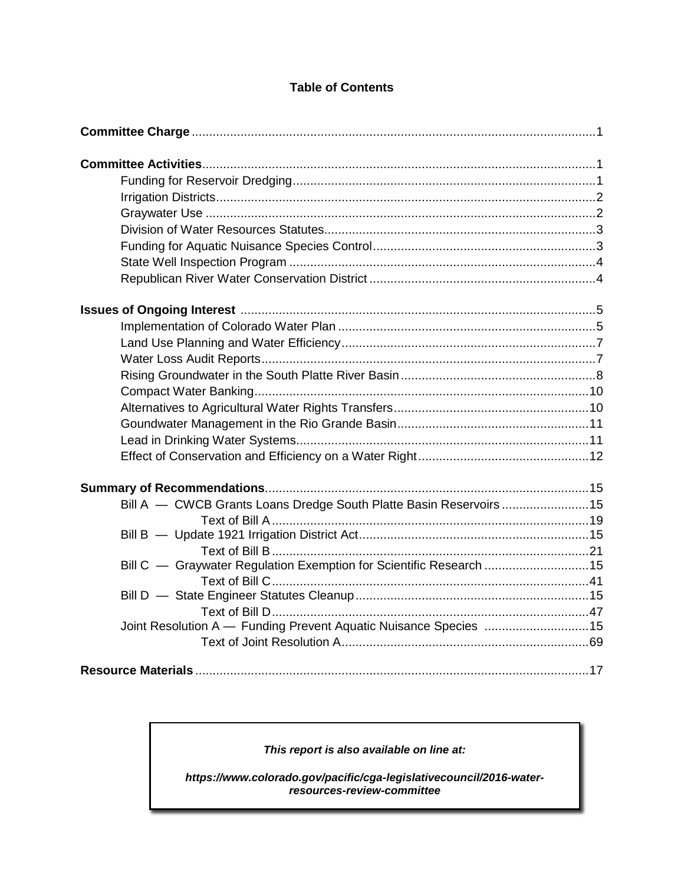# Table of Contents

**Committee Charge** ..... 1

**Committee Activities** ..... 1
- Funding for Reservoir Dredging ..... 1
- Irrigation Districts ..... 2
- Graywater Use ..... 2
- Division of Water Resources Statutes ..... 3
- Funding for Aquatic Nuisance Species Control ..... 3
- State Well Inspection Program ..... 4
- Republican River Water Conservation District ..... 4

**Issues of Ongoing Interest** ..... 5
- Implementation of Colorado Water Plan ..... 5
- Land Use Planning and Water Efficiency ..... 7
- Water Loss Audit Reports ..... 7
- Rising Groundwater in the South Platte River Basin ..... 8
- Compact Water Banking ..... 10
- Alternatives to Agricultural Water Rights Transfers ..... 10
- Goundwater Management in the Rio Grande Basin ..... 11
- Lead in Drinking Water Systems ..... 11
- Effect of Conservation and Efficiency on a Water Right ..... 12

**Summary of Recommendations** ..... 15
- Bill A — CWCB Grants Loans Dredge South Platte Basin Reservoirs ..... 15
  - Text of Bill A ..... 19
- Bill B — Update 1921 Irrigation District Act ..... 15
  - Text of Bill B ..... 21
- Bill C — Graywater Regulation Exemption for Scientific Research ..... 15
  - Text of Bill C ..... 41
- Bill D — State Engineer Statutes Cleanup ..... 15
  - Text of Bill D ..... 47
- Joint Resolution A — Funding Prevent Aquatic Nuisance Species ..... 15
  - Text of Joint Resolution A ..... 69

**Resource Materials** ..... 17

*This report is also available on line at:*

*https://www.colorado.gov/pacific/cga-legislativecouncil/2016-water-resources-review-committee*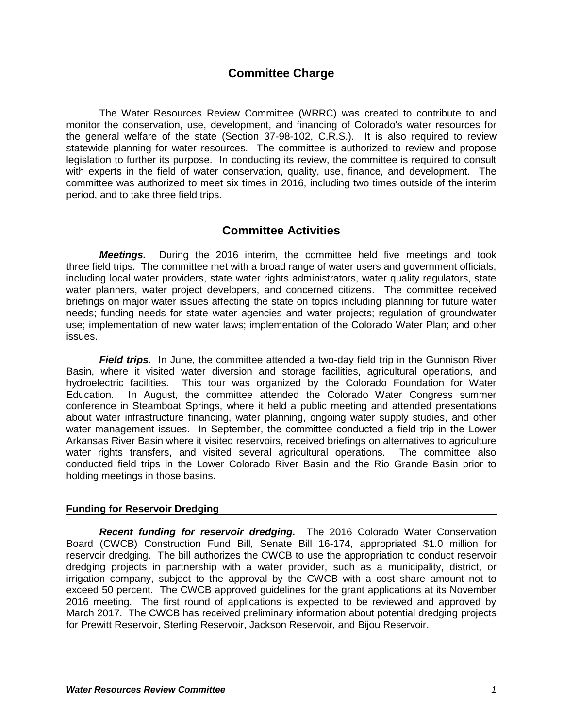## Committee Charge

The Water Resources Review Committee (WRRC) was created to contribute to and monitor the conservation, use, development, and financing of Colorado's water resources for the general welfare of the state (Section 37-98-102, C.R.S.). It is also required to review statewide planning for water resources. The committee is authorized to review and propose legislation to further its purpose. In conducting its review, the committee is required to consult with experts in the field of water conservation, quality, use, finance, and development. The committee was authorized to meet six times in 2016, including two times outside of the interim period, and to take three field trips.

## Committee Activities

***Meetings.*** During the 2016 interim, the committee held five meetings and took three field trips. The committee met with a broad range of water users and government officials, including local water providers, state water rights administrators, water quality regulators, state water planners, water project developers, and concerned citizens. The committee received briefings on major water issues affecting the state on topics including planning for future water needs; funding needs for state water agencies and water projects; regulation of groundwater use; implementation of new water laws; implementation of the Colorado Water Plan; and other issues.

***Field trips.*** In June, the committee attended a two-day field trip in the Gunnison River Basin, where it visited water diversion and storage facilities, agricultural operations, and hydroelectric facilities. This tour was organized by the Colorado Foundation for Water Education. In August, the committee attended the Colorado Water Congress summer conference in Steamboat Springs, where it held a public meeting and attended presentations about water infrastructure financing, water planning, ongoing water supply studies, and other water management issues. In September, the committee conducted a field trip in the Lower Arkansas River Basin where it visited reservoirs, received briefings on alternatives to agriculture water rights transfers, and visited several agricultural operations. The committee also conducted field trips in the Lower Colorado River Basin and the Rio Grande Basin prior to holding meetings in those basins.

### Funding for Reservoir Dredging

***Recent funding for reservoir dredging.*** The 2016 Colorado Water Conservation Board (CWCB) Construction Fund Bill, Senate Bill 16-174, appropriated $1.0 million for reservoir dredging. The bill authorizes the CWCB to use the appropriation to conduct reservoir dredging projects in partnership with a water provider, such as a municipality, district, or irrigation company, subject to the approval by the CWCB with a cost share amount not to exceed 50 percent. The CWCB approved guidelines for the grant applications at its November 2016 meeting. The first round of applications is expected to be reviewed and approved by March 2017. The CWCB has received preliminary information about potential dredging projects for Prewitt Reservoir, Sterling Reservoir, Jackson Reservoir, and Bijou Reservoir.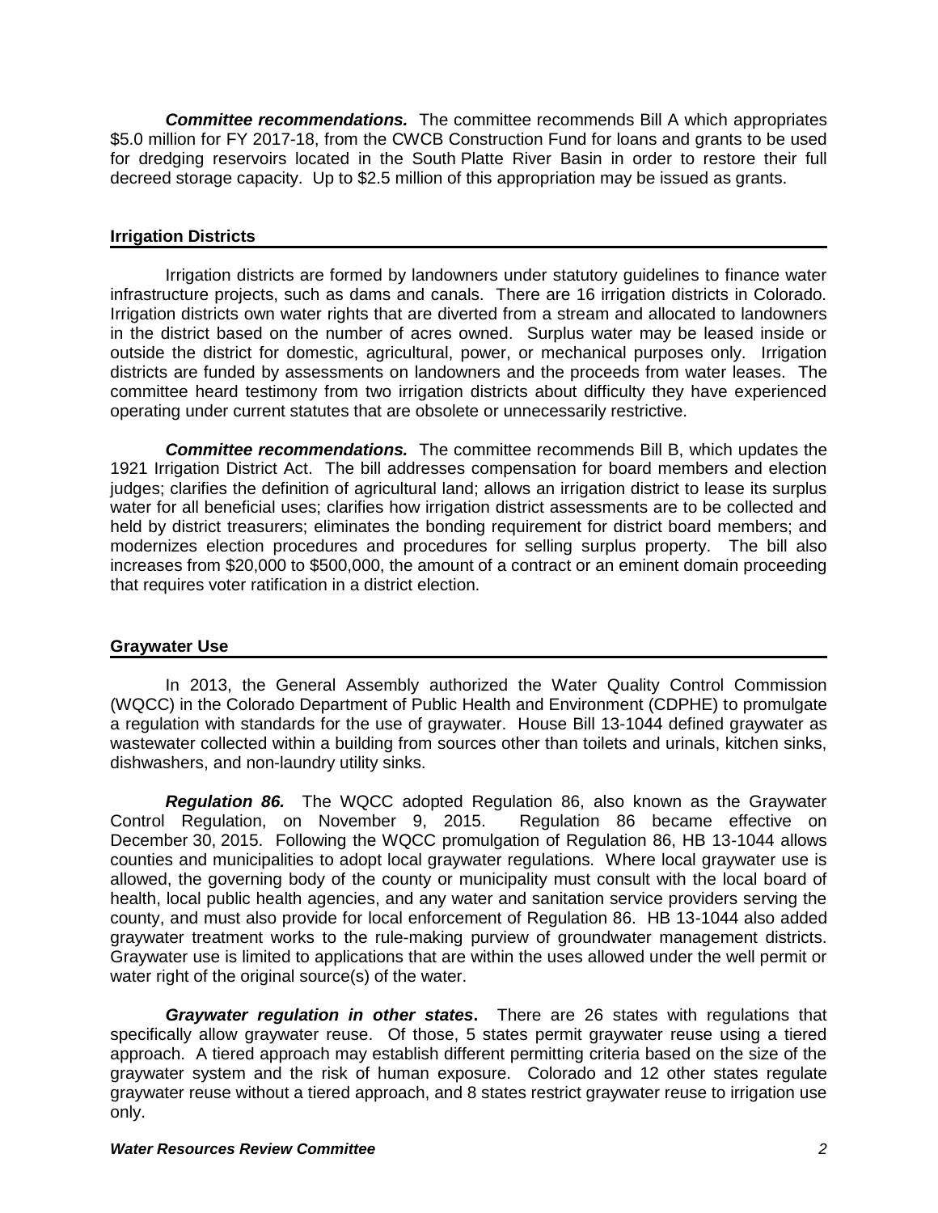***Committee recommendations.*** The committee recommends Bill A which appropriates $5.0 million for FY 2017-18, from the CWCB Construction Fund for loans and grants to be used for dredging reservoirs located in the South Platte River Basin in order to restore their full decreed storage capacity. Up to $2.5 million of this appropriation may be issued as grants.

## Irrigation Districts

Irrigation districts are formed by landowners under statutory guidelines to finance water infrastructure projects, such as dams and canals. There are 16 irrigation districts in Colorado. Irrigation districts own water rights that are diverted from a stream and allocated to landowners in the district based on the number of acres owned. Surplus water may be leased inside or outside the district for domestic, agricultural, power, or mechanical purposes only. Irrigation districts are funded by assessments on landowners and the proceeds from water leases. The committee heard testimony from two irrigation districts about difficulty they have experienced operating under current statutes that are obsolete or unnecessarily restrictive.

***Committee recommendations.*** The committee recommends Bill B, which updates the 1921 Irrigation District Act. The bill addresses compensation for board members and election judges; clarifies the definition of agricultural land; allows an irrigation district to lease its surplus water for all beneficial uses; clarifies how irrigation district assessments are to be collected and held by district treasurers; eliminates the bonding requirement for district board members; and modernizes election procedures and procedures for selling surplus property. The bill also increases from $20,000 to $500,000, the amount of a contract or an eminent domain proceeding that requires voter ratification in a district election.

## Graywater Use

In 2013, the General Assembly authorized the Water Quality Control Commission (WQCC) in the Colorado Department of Public Health and Environment (CDPHE) to promulgate a regulation with standards for the use of graywater. House Bill 13-1044 defined graywater as wastewater collected within a building from sources other than toilets and urinals, kitchen sinks, dishwashers, and non-laundry utility sinks.

***Regulation 86.*** The WQCC adopted Regulation 86, also known as the Graywater Control Regulation, on November 9, 2015. Regulation 86 became effective on December 30, 2015. Following the WQCC promulgation of Regulation 86, HB 13-1044 allows counties and municipalities to adopt local graywater regulations. Where local graywater use is allowed, the governing body of the county or municipality must consult with the local board of health, local public health agencies, and any water and sanitation service providers serving the county, and must also provide for local enforcement of Regulation 86. HB 13-1044 also added graywater treatment works to the rule-making purview of groundwater management districts. Graywater use is limited to applications that are within the uses allowed under the well permit or water right of the original source(s) of the water.

***Graywater regulation in other states***. There are 26 states with regulations that specifically allow graywater reuse. Of those, 5 states permit graywater reuse using a tiered approach. A tiered approach may establish different permitting criteria based on the size of the graywater system and the risk of human exposure. Colorado and 12 other states regulate graywater reuse without a tiered approach, and 8 states restrict graywater reuse to irrigation use only.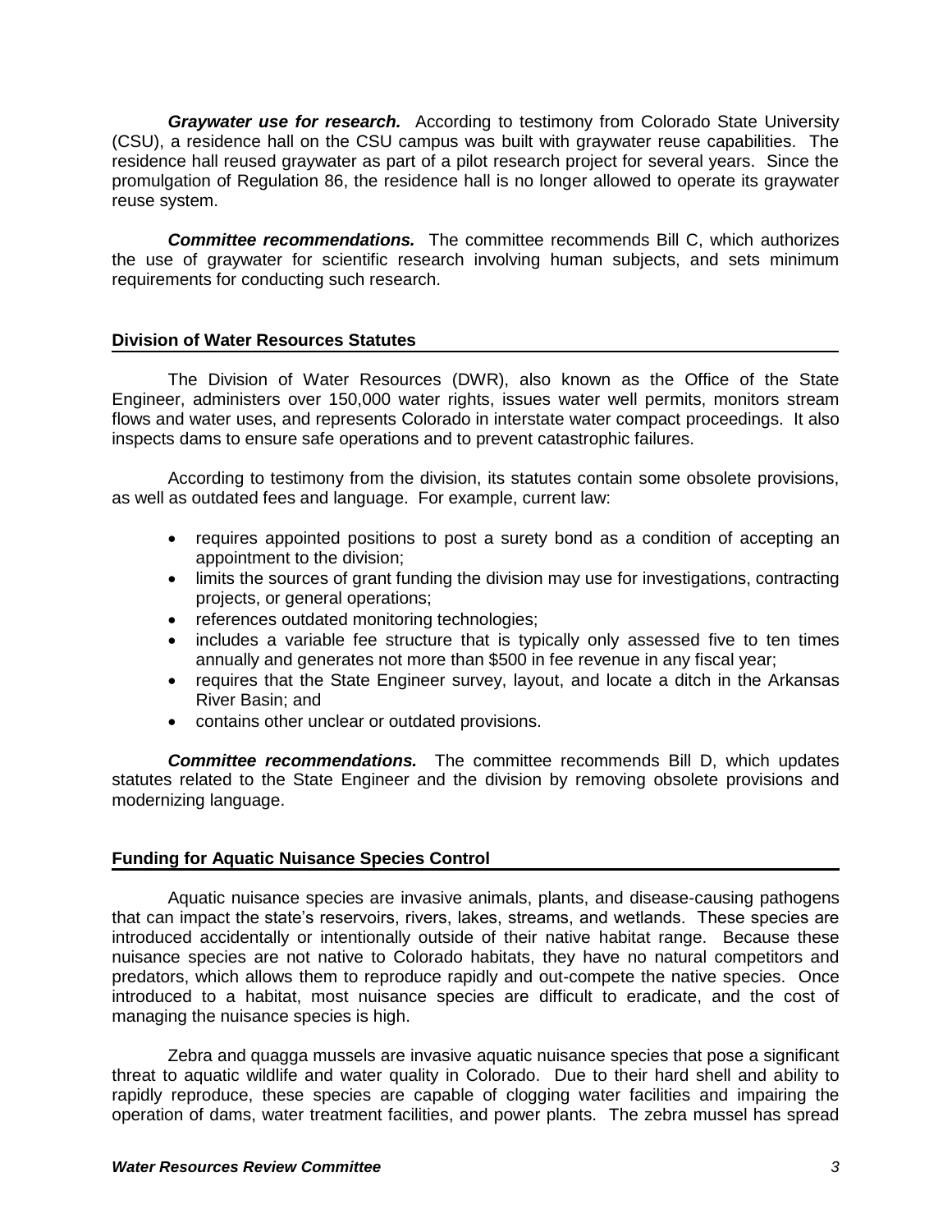***Graywater use for research.*** According to testimony from Colorado State University (CSU), a residence hall on the CSU campus was built with graywater reuse capabilities. The residence hall reused graywater as part of a pilot research project for several years. Since the promulgation of Regulation 86, the residence hall is no longer allowed to operate its graywater reuse system.

***Committee recommendations.*** The committee recommends Bill C, which authorizes the use of graywater for scientific research involving human subjects, and sets minimum requirements for conducting such research.

## Division of Water Resources Statutes

The Division of Water Resources (DWR), also known as the Office of the State Engineer, administers over 150,000 water rights, issues water well permits, monitors stream flows and water uses, and represents Colorado in interstate water compact proceedings. It also inspects dams to ensure safe operations and to prevent catastrophic failures.

According to testimony from the division, its statutes contain some obsolete provisions, as well as outdated fees and language. For example, current law:

- requires appointed positions to post a surety bond as a condition of accepting an appointment to the division;
- limits the sources of grant funding the division may use for investigations, contracting projects, or general operations;
- references outdated monitoring technologies;
- includes a variable fee structure that is typically only assessed five to ten times annually and generates not more than $500 in fee revenue in any fiscal year;
- requires that the State Engineer survey, layout, and locate a ditch in the Arkansas River Basin; and
- contains other unclear or outdated provisions.

***Committee recommendations.*** The committee recommends Bill D, which updates statutes related to the State Engineer and the division by removing obsolete provisions and modernizing language.

## Funding for Aquatic Nuisance Species Control

Aquatic nuisance species are invasive animals, plants, and disease-causing pathogens that can impact the state's reservoirs, rivers, lakes, streams, and wetlands. These species are introduced accidentally or intentionally outside of their native habitat range. Because these nuisance species are not native to Colorado habitats, they have no natural competitors and predators, which allows them to reproduce rapidly and out-compete the native species. Once introduced to a habitat, most nuisance species are difficult to eradicate, and the cost of managing the nuisance species is high.

Zebra and quagga mussels are invasive aquatic nuisance species that pose a significant threat to aquatic wildlife and water quality in Colorado. Due to their hard shell and ability to rapidly reproduce, these species are capable of clogging water facilities and impairing the operation of dams, water treatment facilities, and power plants. The zebra mussel has spread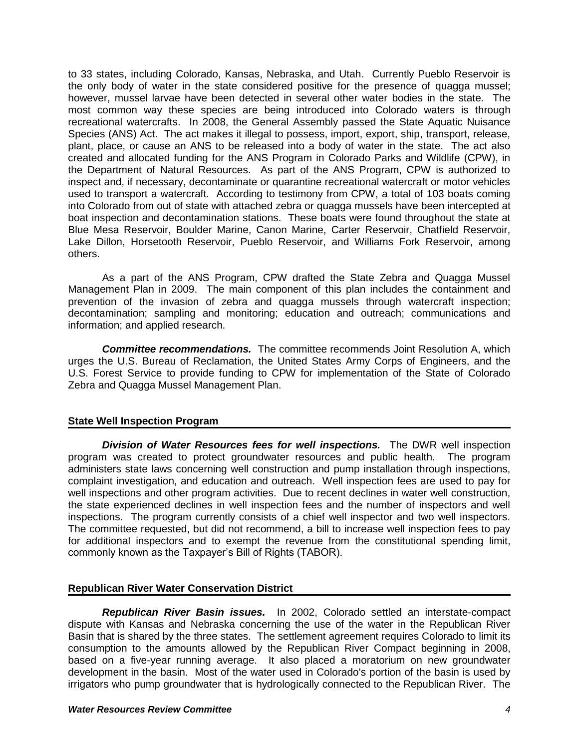to 33 states, including Colorado, Kansas, Nebraska, and Utah. Currently Pueblo Reservoir is the only body of water in the state considered positive for the presence of quagga mussel; however, mussel larvae have been detected in several other water bodies in the state. The most common way these species are being introduced into Colorado waters is through recreational watercrafts. In 2008, the General Assembly passed the State Aquatic Nuisance Species (ANS) Act. The act makes it illegal to possess, import, export, ship, transport, release, plant, place, or cause an ANS to be released into a body of water in the state. The act also created and allocated funding for the ANS Program in Colorado Parks and Wildlife (CPW), in the Department of Natural Resources. As part of the ANS Program, CPW is authorized to inspect and, if necessary, decontaminate or quarantine recreational watercraft or motor vehicles used to transport a watercraft. According to testimony from CPW, a total of 103 boats coming into Colorado from out of state with attached zebra or quagga mussels have been intercepted at boat inspection and decontamination stations. These boats were found throughout the state at Blue Mesa Reservoir, Boulder Marine, Canon Marine, Carter Reservoir, Chatfield Reservoir, Lake Dillon, Horsetooth Reservoir, Pueblo Reservoir, and Williams Fork Reservoir, among others.

As a part of the ANS Program, CPW drafted the State Zebra and Quagga Mussel Management Plan in 2009. The main component of this plan includes the containment and prevention of the invasion of zebra and quagga mussels through watercraft inspection; decontamination; sampling and monitoring; education and outreach; communications and information; and applied research.

***Committee recommendations.*** The committee recommends Joint Resolution A, which urges the U.S. Bureau of Reclamation, the United States Army Corps of Engineers, and the U.S. Forest Service to provide funding to CPW for implementation of the State of Colorado Zebra and Quagga Mussel Management Plan.

## State Well Inspection Program

***Division of Water Resources fees for well inspections.*** The DWR well inspection program was created to protect groundwater resources and public health. The program administers state laws concerning well construction and pump installation through inspections, complaint investigation, and education and outreach. Well inspection fees are used to pay for well inspections and other program activities. Due to recent declines in water well construction, the state experienced declines in well inspection fees and the number of inspectors and well inspections. The program currently consists of a chief well inspector and two well inspectors. The committee requested, but did not recommend, a bill to increase well inspection fees to pay for additional inspectors and to exempt the revenue from the constitutional spending limit, commonly known as the Taxpayer's Bill of Rights (TABOR).

## Republican River Water Conservation District

***Republican River Basin issues.*** In 2002, Colorado settled an interstate-compact dispute with Kansas and Nebraska concerning the use of the water in the Republican River Basin that is shared by the three states. The settlement agreement requires Colorado to limit its consumption to the amounts allowed by the Republican River Compact beginning in 2008, based on a five-year running average. It also placed a moratorium on new groundwater development in the basin. Most of the water used in Colorado's portion of the basin is used by irrigators who pump groundwater that is hydrologically connected to the Republican River. The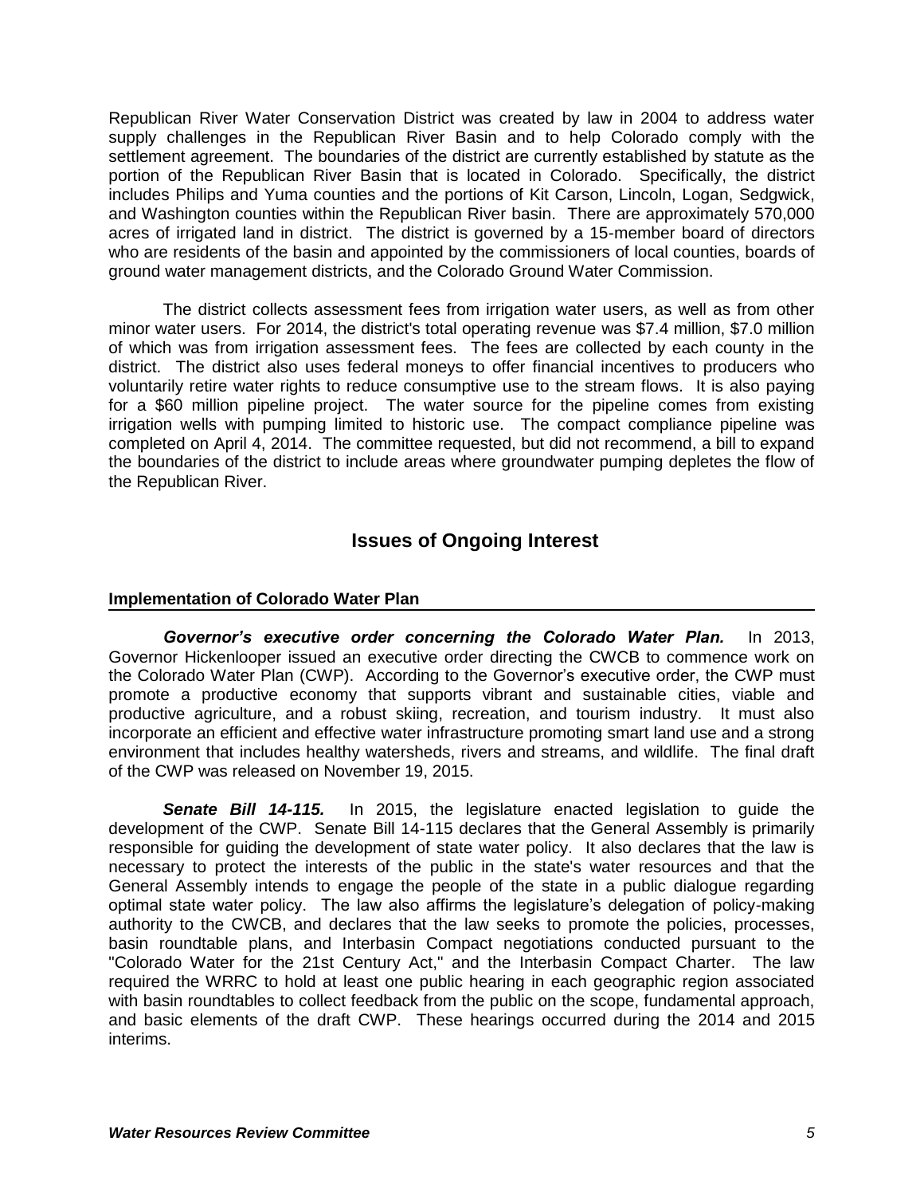Republican River Water Conservation District was created by law in 2004 to address water supply challenges in the Republican River Basin and to help Colorado comply with the settlement agreement. The boundaries of the district are currently established by statute as the portion of the Republican River Basin that is located in Colorado. Specifically, the district includes Philips and Yuma counties and the portions of Kit Carson, Lincoln, Logan, Sedgwick, and Washington counties within the Republican River basin. There are approximately 570,000 acres of irrigated land in district. The district is governed by a 15-member board of directors who are residents of the basin and appointed by the commissioners of local counties, boards of ground water management districts, and the Colorado Ground Water Commission.

The district collects assessment fees from irrigation water users, as well as from other minor water users. For 2014, the district's total operating revenue was $7.4 million, $7.0 million of which was from irrigation assessment fees. The fees are collected by each county in the district. The district also uses federal moneys to offer financial incentives to producers who voluntarily retire water rights to reduce consumptive use to the stream flows. It is also paying for a $60 million pipeline project. The water source for the pipeline comes from existing irrigation wells with pumping limited to historic use. The compact compliance pipeline was completed on April 4, 2014. The committee requested, but did not recommend, a bill to expand the boundaries of the district to include areas where groundwater pumping depletes the flow of the Republican River.

## Issues of Ongoing Interest

### Implementation of Colorado Water Plan

***Governor's executive order concerning the Colorado Water Plan.*** In 2013, Governor Hickenlooper issued an executive order directing the CWCB to commence work on the Colorado Water Plan (CWP). According to the Governor's executive order, the CWP must promote a productive economy that supports vibrant and sustainable cities, viable and productive agriculture, and a robust skiing, recreation, and tourism industry. It must also incorporate an efficient and effective water infrastructure promoting smart land use and a strong environment that includes healthy watersheds, rivers and streams, and wildlife. The final draft of the CWP was released on November 19, 2015.

***Senate Bill 14-115.*** In 2015, the legislature enacted legislation to guide the development of the CWP. Senate Bill 14-115 declares that the General Assembly is primarily responsible for guiding the development of state water policy. It also declares that the law is necessary to protect the interests of the public in the state's water resources and that the General Assembly intends to engage the people of the state in a public dialogue regarding optimal state water policy. The law also affirms the legislature's delegation of policy-making authority to the CWCB, and declares that the law seeks to promote the policies, processes, basin roundtable plans, and Interbasin Compact negotiations conducted pursuant to the "Colorado Water for the 21st Century Act," and the Interbasin Compact Charter. The law required the WRRC to hold at least one public hearing in each geographic region associated with basin roundtables to collect feedback from the public on the scope, fundamental approach, and basic elements of the draft CWP. These hearings occurred during the 2014 and 2015 interims.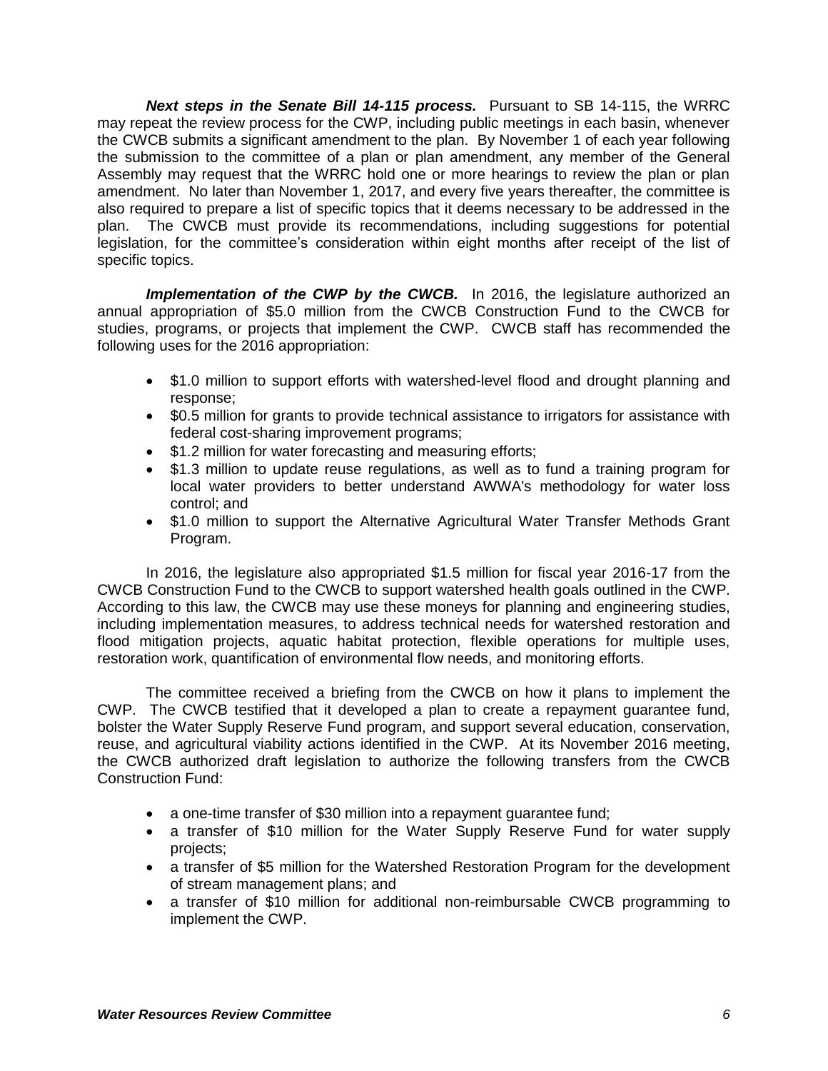***Next steps in the Senate Bill 14-115 process.*** Pursuant to SB 14-115, the WRRC may repeat the review process for the CWP, including public meetings in each basin, whenever the CWCB submits a significant amendment to the plan. By November 1 of each year following the submission to the committee of a plan or plan amendment, any member of the General Assembly may request that the WRRC hold one or more hearings to review the plan or plan amendment. No later than November 1, 2017, and every five years thereafter, the committee is also required to prepare a list of specific topics that it deems necessary to be addressed in the plan. The CWCB must provide its recommendations, including suggestions for potential legislation, for the committee's consideration within eight months after receipt of the list of specific topics.

***Implementation of the CWP by the CWCB.*** In 2016, the legislature authorized an annual appropriation of $5.0 million from the CWCB Construction Fund to the CWCB for studies, programs, or projects that implement the CWP. CWCB staff has recommended the following uses for the 2016 appropriation:

- $1.0 million to support efforts with watershed-level flood and drought planning and response;
- $0.5 million for grants to provide technical assistance to irrigators for assistance with federal cost-sharing improvement programs;
- $1.2 million for water forecasting and measuring efforts;
- $1.3 million to update reuse regulations, as well as to fund a training program for local water providers to better understand AWWA's methodology for water loss control; and
- $1.0 million to support the Alternative Agricultural Water Transfer Methods Grant Program.

In 2016, the legislature also appropriated $1.5 million for fiscal year 2016-17 from the CWCB Construction Fund to the CWCB to support watershed health goals outlined in the CWP. According to this law, the CWCB may use these moneys for planning and engineering studies, including implementation measures, to address technical needs for watershed restoration and flood mitigation projects, aquatic habitat protection, flexible operations for multiple uses, restoration work, quantification of environmental flow needs, and monitoring efforts.

The committee received a briefing from the CWCB on how it plans to implement the CWP. The CWCB testified that it developed a plan to create a repayment guarantee fund, bolster the Water Supply Reserve Fund program, and support several education, conservation, reuse, and agricultural viability actions identified in the CWP. At its November 2016 meeting, the CWCB authorized draft legislation to authorize the following transfers from the CWCB Construction Fund:

- a one-time transfer of $30 million into a repayment guarantee fund;
- a transfer of $10 million for the Water Supply Reserve Fund for water supply projects;
- a transfer of $5 million for the Watershed Restoration Program for the development of stream management plans; and
- a transfer of $10 million for additional non-reimbursable CWCB programming to implement the CWP.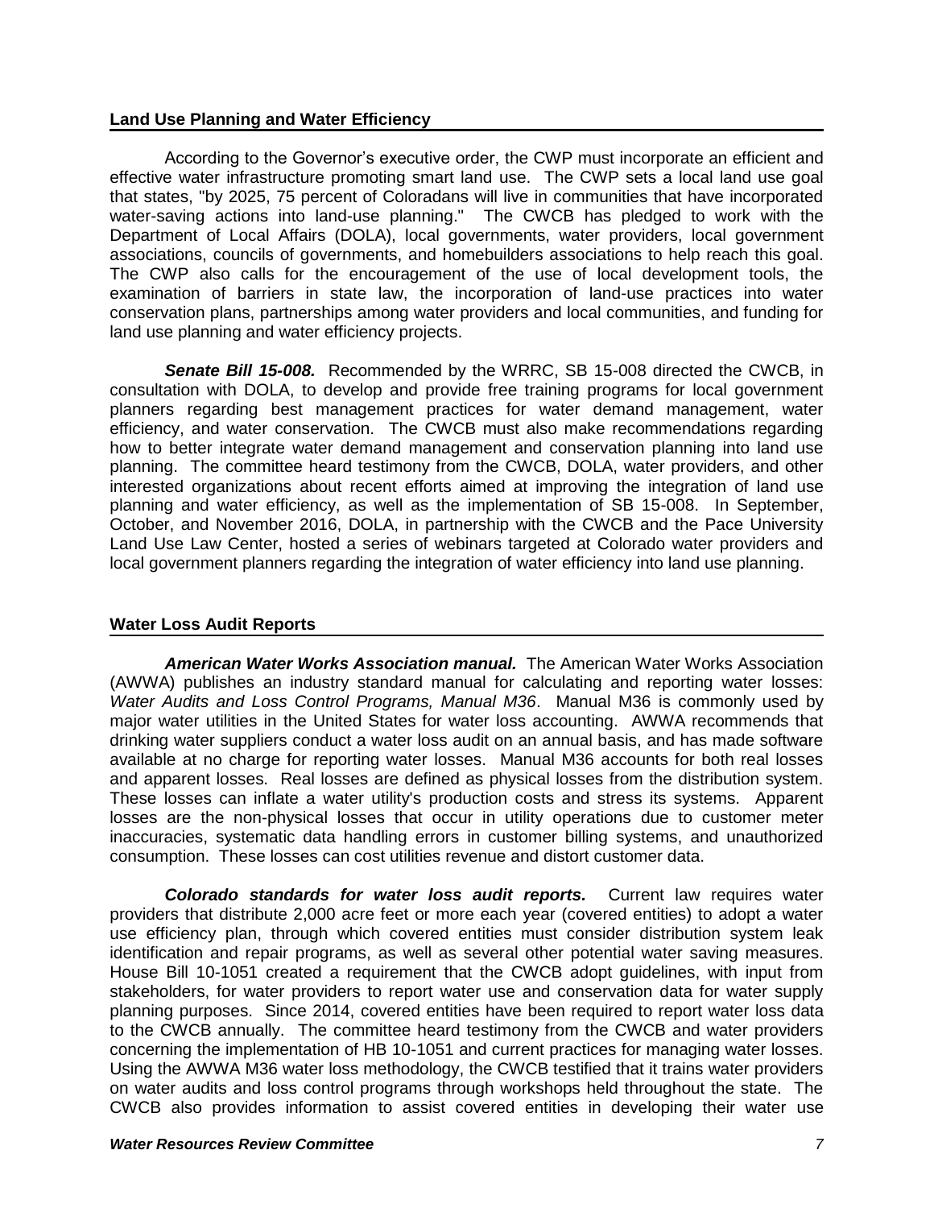## Land Use Planning and Water Efficiency

According to the Governor's executive order, the CWP must incorporate an efficient and effective water infrastructure promoting smart land use. The CWP sets a local land use goal that states, "by 2025, 75 percent of Coloradans will live in communities that have incorporated water-saving actions into land-use planning." The CWCB has pledged to work with the Department of Local Affairs (DOLA), local governments, water providers, local government associations, councils of governments, and homebuilders associations to help reach this goal. The CWP also calls for the encouragement of the use of local development tools, the examination of barriers in state law, the incorporation of land-use practices into water conservation plans, partnerships among water providers and local communities, and funding for land use planning and water efficiency projects.

***Senate Bill 15-008.*** Recommended by the WRRC, SB 15-008 directed the CWCB, in consultation with DOLA, to develop and provide free training programs for local government planners regarding best management practices for water demand management, water efficiency, and water conservation. The CWCB must also make recommendations regarding how to better integrate water demand management and conservation planning into land use planning. The committee heard testimony from the CWCB, DOLA, water providers, and other interested organizations about recent efforts aimed at improving the integration of land use planning and water efficiency, as well as the implementation of SB 15-008. In September, October, and November 2016, DOLA, in partnership with the CWCB and the Pace University Land Use Law Center, hosted a series of webinars targeted at Colorado water providers and local government planners regarding the integration of water efficiency into land use planning.

## Water Loss Audit Reports

***American Water Works Association manual.*** The American Water Works Association (AWWA) publishes an industry standard manual for calculating and reporting water losses: *Water Audits and Loss Control Programs, Manual M36*. Manual M36 is commonly used by major water utilities in the United States for water loss accounting. AWWA recommends that drinking water suppliers conduct a water loss audit on an annual basis, and has made software available at no charge for reporting water losses. Manual M36 accounts for both real losses and apparent losses. Real losses are defined as physical losses from the distribution system. These losses can inflate a water utility's production costs and stress its systems. Apparent losses are the non-physical losses that occur in utility operations due to customer meter inaccuracies, systematic data handling errors in customer billing systems, and unauthorized consumption. These losses can cost utilities revenue and distort customer data.

***Colorado standards for water loss audit reports.*** Current law requires water providers that distribute 2,000 acre feet or more each year (covered entities) to adopt a water use efficiency plan, through which covered entities must consider distribution system leak identification and repair programs, as well as several other potential water saving measures. House Bill 10-1051 created a requirement that the CWCB adopt guidelines, with input from stakeholders, for water providers to report water use and conservation data for water supply planning purposes. Since 2014, covered entities have been required to report water loss data to the CWCB annually. The committee heard testimony from the CWCB and water providers concerning the implementation of HB 10-1051 and current practices for managing water losses. Using the AWWA M36 water loss methodology, the CWCB testified that it trains water providers on water audits and loss control programs through workshops held throughout the state. The CWCB also provides information to assist covered entities in developing their water use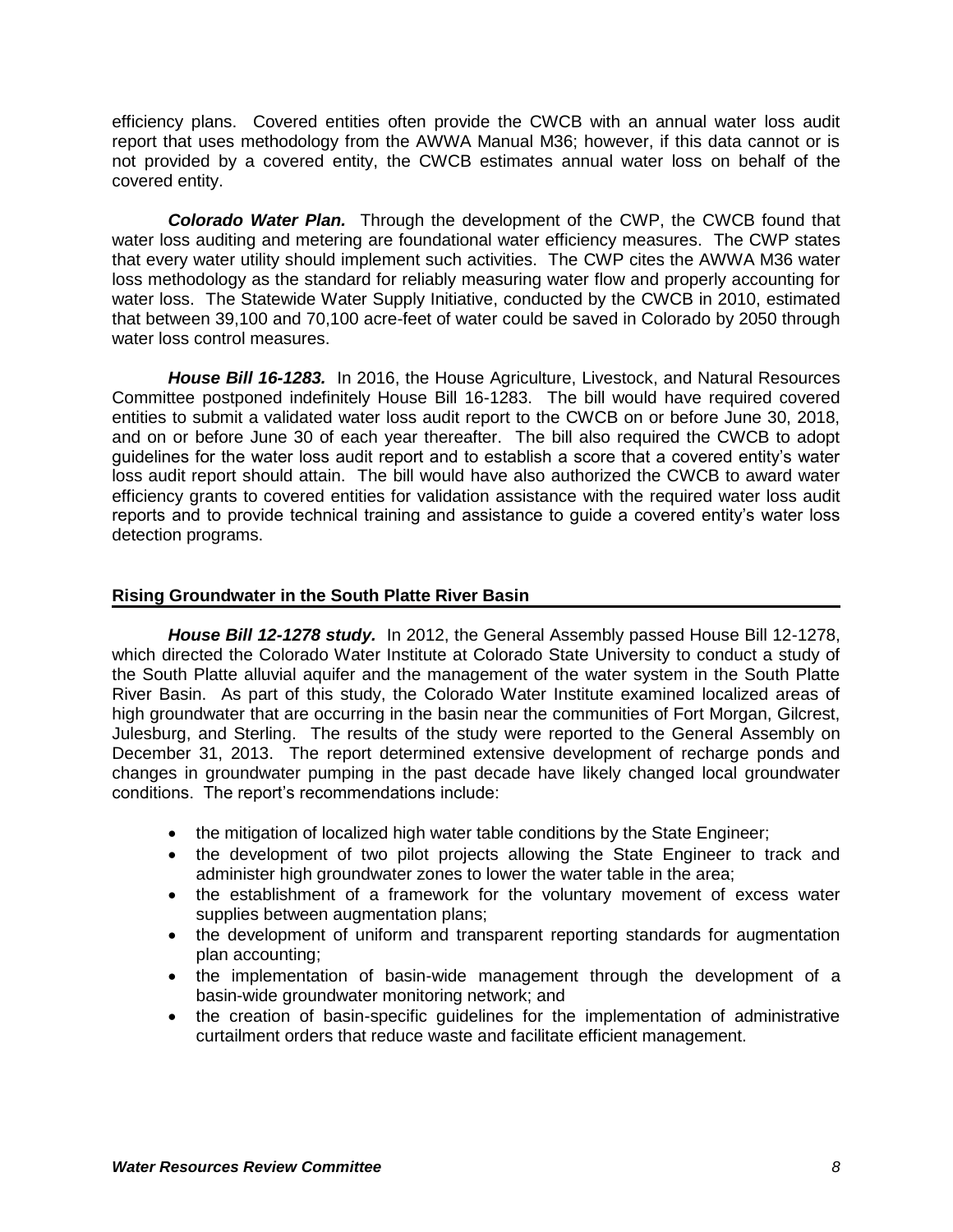efficiency plans. Covered entities often provide the CWCB with an annual water loss audit report that uses methodology from the AWWA Manual M36; however, if this data cannot or is not provided by a covered entity, the CWCB estimates annual water loss on behalf of the covered entity.

***Colorado Water Plan.*** Through the development of the CWP, the CWCB found that water loss auditing and metering are foundational water efficiency measures. The CWP states that every water utility should implement such activities. The CWP cites the AWWA M36 water loss methodology as the standard for reliably measuring water flow and properly accounting for water loss. The Statewide Water Supply Initiative, conducted by the CWCB in 2010, estimated that between 39,100 and 70,100 acre-feet of water could be saved in Colorado by 2050 through water loss control measures.

***House Bill 16-1283.*** In 2016, the House Agriculture, Livestock, and Natural Resources Committee postponed indefinitely House Bill 16-1283. The bill would have required covered entities to submit a validated water loss audit report to the CWCB on or before June 30, 2018, and on or before June 30 of each year thereafter. The bill also required the CWCB to adopt guidelines for the water loss audit report and to establish a score that a covered entity's water loss audit report should attain. The bill would have also authorized the CWCB to award water efficiency grants to covered entities for validation assistance with the required water loss audit reports and to provide technical training and assistance to guide a covered entity's water loss detection programs.

## Rising Groundwater in the South Platte River Basin

***House Bill 12-1278 study.*** In 2012, the General Assembly passed House Bill 12-1278, which directed the Colorado Water Institute at Colorado State University to conduct a study of the South Platte alluvial aquifer and the management of the water system in the South Platte River Basin. As part of this study, the Colorado Water Institute examined localized areas of high groundwater that are occurring in the basin near the communities of Fort Morgan, Gilcrest, Julesburg, and Sterling. The results of the study were reported to the General Assembly on December 31, 2013. The report determined extensive development of recharge ponds and changes in groundwater pumping in the past decade have likely changed local groundwater conditions. The report's recommendations include:

- the mitigation of localized high water table conditions by the State Engineer;
- the development of two pilot projects allowing the State Engineer to track and administer high groundwater zones to lower the water table in the area;
- the establishment of a framework for the voluntary movement of excess water supplies between augmentation plans;
- the development of uniform and transparent reporting standards for augmentation plan accounting;
- the implementation of basin-wide management through the development of a basin-wide groundwater monitoring network; and
- the creation of basin-specific guidelines for the implementation of administrative curtailment orders that reduce waste and facilitate efficient management.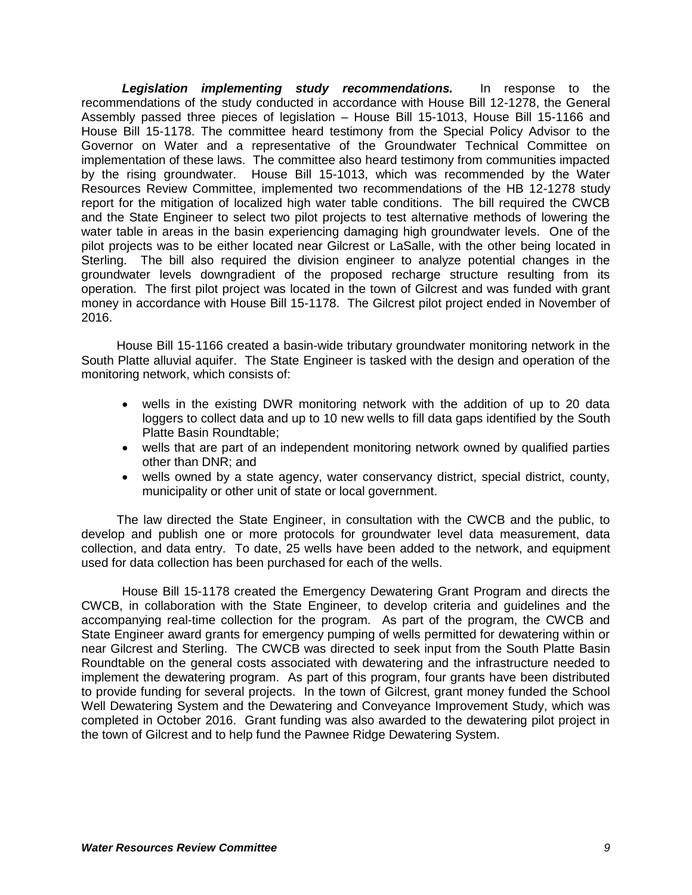***Legislation implementing study recommendations.*** In response to the recommendations of the study conducted in accordance with House Bill 12-1278, the General Assembly passed three pieces of legislation – House Bill 15-1013, House Bill 15-1166 and House Bill 15-1178. The committee heard testimony from the Special Policy Advisor to the Governor on Water and a representative of the Groundwater Technical Committee on implementation of these laws. The committee also heard testimony from communities impacted by the rising groundwater. House Bill 15-1013, which was recommended by the Water Resources Review Committee, implemented two recommendations of the HB 12-1278 study report for the mitigation of localized high water table conditions. The bill required the CWCB and the State Engineer to select two pilot projects to test alternative methods of lowering the water table in areas in the basin experiencing damaging high groundwater levels. One of the pilot projects was to be either located near Gilcrest or LaSalle, with the other being located in Sterling. The bill also required the division engineer to analyze potential changes in the groundwater levels downgradient of the proposed recharge structure resulting from its operation. The first pilot project was located in the town of Gilcrest and was funded with grant money in accordance with House Bill 15-1178. The Gilcrest pilot project ended in November of 2016.

House Bill 15-1166 created a basin-wide tributary groundwater monitoring network in the South Platte alluvial aquifer. The State Engineer is tasked with the design and operation of the monitoring network, which consists of:

- wells in the existing DWR monitoring network with the addition of up to 20 data loggers to collect data and up to 10 new wells to fill data gaps identified by the South Platte Basin Roundtable;
- wells that are part of an independent monitoring network owned by qualified parties other than DNR; and
- wells owned by a state agency, water conservancy district, special district, county, municipality or other unit of state or local government.

The law directed the State Engineer, in consultation with the CWCB and the public, to develop and publish one or more protocols for groundwater level data measurement, data collection, and data entry. To date, 25 wells have been added to the network, and equipment used for data collection has been purchased for each of the wells.

House Bill 15-1178 created the Emergency Dewatering Grant Program and directs the CWCB, in collaboration with the State Engineer, to develop criteria and guidelines and the accompanying real-time collection for the program. As part of the program, the CWCB and State Engineer award grants for emergency pumping of wells permitted for dewatering within or near Gilcrest and Sterling. The CWCB was directed to seek input from the South Platte Basin Roundtable on the general costs associated with dewatering and the infrastructure needed to implement the dewatering program. As part of this program, four grants have been distributed to provide funding for several projects. In the town of Gilcrest, grant money funded the School Well Dewatering System and the Dewatering and Conveyance Improvement Study, which was completed in October 2016. Grant funding was also awarded to the dewatering pilot project in the town of Gilcrest and to help fund the Pawnee Ridge Dewatering System.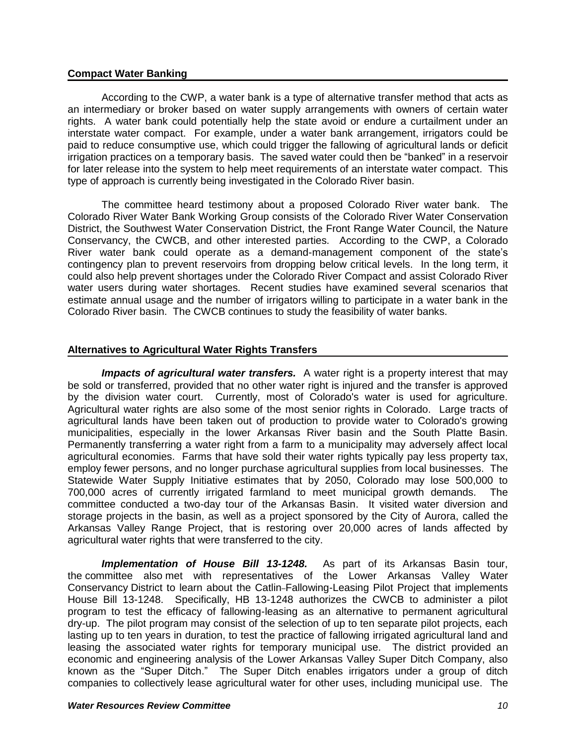## Compact Water Banking

According to the CWP, a water bank is a type of alternative transfer method that acts as an intermediary or broker based on water supply arrangements with owners of certain water rights. A water bank could potentially help the state avoid or endure a curtailment under an interstate water compact. For example, under a water bank arrangement, irrigators could be paid to reduce consumptive use, which could trigger the fallowing of agricultural lands or deficit irrigation practices on a temporary basis. The saved water could then be "banked" in a reservoir for later release into the system to help meet requirements of an interstate water compact. This type of approach is currently being investigated in the Colorado River basin.

The committee heard testimony about a proposed Colorado River water bank. The Colorado River Water Bank Working Group consists of the Colorado River Water Conservation District, the Southwest Water Conservation District, the Front Range Water Council, the Nature Conservancy, the CWCB, and other interested parties. According to the CWP, a Colorado River water bank could operate as a demand-management component of the state's contingency plan to prevent reservoirs from dropping below critical levels. In the long term, it could also help prevent shortages under the Colorado River Compact and assist Colorado River water users during water shortages. Recent studies have examined several scenarios that estimate annual usage and the number of irrigators willing to participate in a water bank in the Colorado River basin. The CWCB continues to study the feasibility of water banks.

## Alternatives to Agricultural Water Rights Transfers

***Impacts of agricultural water transfers.*** A water right is a property interest that may be sold or transferred, provided that no other water right is injured and the transfer is approved by the division water court. Currently, most of Colorado's water is used for agriculture. Agricultural water rights are also some of the most senior rights in Colorado. Large tracts of agricultural lands have been taken out of production to provide water to Colorado's growing municipalities, especially in the lower Arkansas River basin and the South Platte Basin. Permanently transferring a water right from a farm to a municipality may adversely affect local agricultural economies. Farms that have sold their water rights typically pay less property tax, employ fewer persons, and no longer purchase agricultural supplies from local businesses. The Statewide Water Supply Initiative estimates that by 2050, Colorado may lose 500,000 to 700,000 acres of currently irrigated farmland to meet municipal growth demands. The committee conducted a two-day tour of the Arkansas Basin. It visited water diversion and storage projects in the basin, as well as a project sponsored by the City of Aurora, called the Arkansas Valley Range Project, that is restoring over 20,000 acres of lands affected by agricultural water rights that were transferred to the city.

***Implementation of House Bill 13-1248.*** As part of its Arkansas Basin tour, the committee also met with representatives of the Lower Arkansas Valley Water Conservancy District to learn about the Catlin-Fallowing-Leasing Pilot Project that implements House Bill 13-1248. Specifically, HB 13-1248 authorizes the CWCB to administer a pilot program to test the efficacy of fallowing-leasing as an alternative to permanent agricultural dry-up. The pilot program may consist of the selection of up to ten separate pilot projects, each lasting up to ten years in duration, to test the practice of fallowing irrigated agricultural land and leasing the associated water rights for temporary municipal use. The district provided an economic and engineering analysis of the Lower Arkansas Valley Super Ditch Company, also known as the "Super Ditch." The Super Ditch enables irrigators under a group of ditch companies to collectively lease agricultural water for other uses, including municipal use. The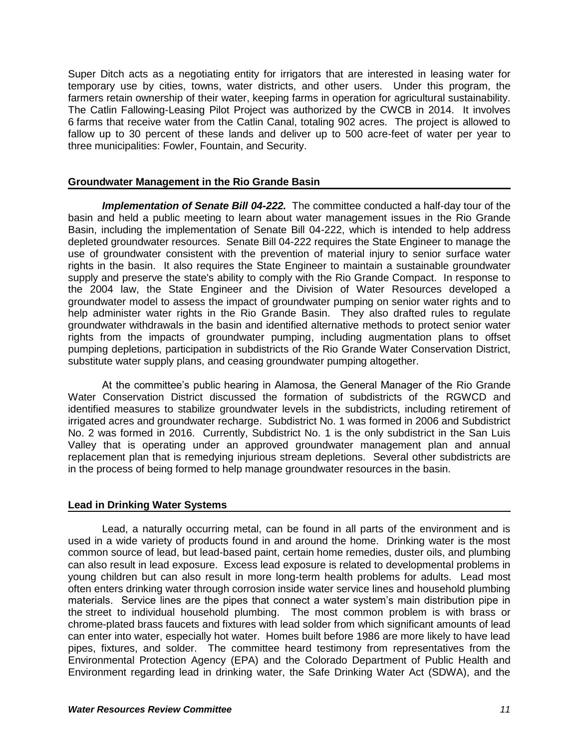Super Ditch acts as a negotiating entity for irrigators that are interested in leasing water for temporary use by cities, towns, water districts, and other users. Under this program, the farmers retain ownership of their water, keeping farms in operation for agricultural sustainability. The Catlin Fallowing-Leasing Pilot Project was authorized by the CWCB in 2014. It involves 6 farms that receive water from the Catlin Canal, totaling 902 acres. The project is allowed to fallow up to 30 percent of these lands and deliver up to 500 acre-feet of water per year to three municipalities: Fowler, Fountain, and Security.

## Groundwater Management in the Rio Grande Basin

***Implementation of Senate Bill 04-222.*** The committee conducted a half-day tour of the basin and held a public meeting to learn about water management issues in the Rio Grande Basin, including the implementation of Senate Bill 04-222, which is intended to help address depleted groundwater resources. Senate Bill 04-222 requires the State Engineer to manage the use of groundwater consistent with the prevention of material injury to senior surface water rights in the basin. It also requires the State Engineer to maintain a sustainable groundwater supply and preserve the state's ability to comply with the Rio Grande Compact. In response to the 2004 law, the State Engineer and the Division of Water Resources developed a groundwater model to assess the impact of groundwater pumping on senior water rights and to help administer water rights in the Rio Grande Basin. They also drafted rules to regulate groundwater withdrawals in the basin and identified alternative methods to protect senior water rights from the impacts of groundwater pumping, including augmentation plans to offset pumping depletions, participation in subdistricts of the Rio Grande Water Conservation District, substitute water supply plans, and ceasing groundwater pumping altogether.

At the committee's public hearing in Alamosa, the General Manager of the Rio Grande Water Conservation District discussed the formation of subdistricts of the RGWCD and identified measures to stabilize groundwater levels in the subdistricts, including retirement of irrigated acres and groundwater recharge. Subdistrict No. 1 was formed in 2006 and Subdistrict No. 2 was formed in 2016. Currently, Subdistrict No. 1 is the only subdistrict in the San Luis Valley that is operating under an approved groundwater management plan and annual replacement plan that is remedying injurious stream depletions. Several other subdistricts are in the process of being formed to help manage groundwater resources in the basin.

## Lead in Drinking Water Systems

Lead, a naturally occurring metal, can be found in all parts of the environment and is used in a wide variety of products found in and around the home. Drinking water is the most common source of lead, but lead-based paint, certain home remedies, duster oils, and plumbing can also result in lead exposure. Excess lead exposure is related to developmental problems in young children but can also result in more long-term health problems for adults. Lead most often enters drinking water through corrosion inside water service lines and household plumbing materials. Service lines are the pipes that connect a water system's main distribution pipe in the street to individual household plumbing. The most common problem is with brass or chrome-plated brass faucets and fixtures with lead solder from which significant amounts of lead can enter into water, especially hot water. Homes built before 1986 are more likely to have lead pipes, fixtures, and solder. The committee heard testimony from representatives from the Environmental Protection Agency (EPA) and the Colorado Department of Public Health and Environment regarding lead in drinking water, the Safe Drinking Water Act (SDWA), and the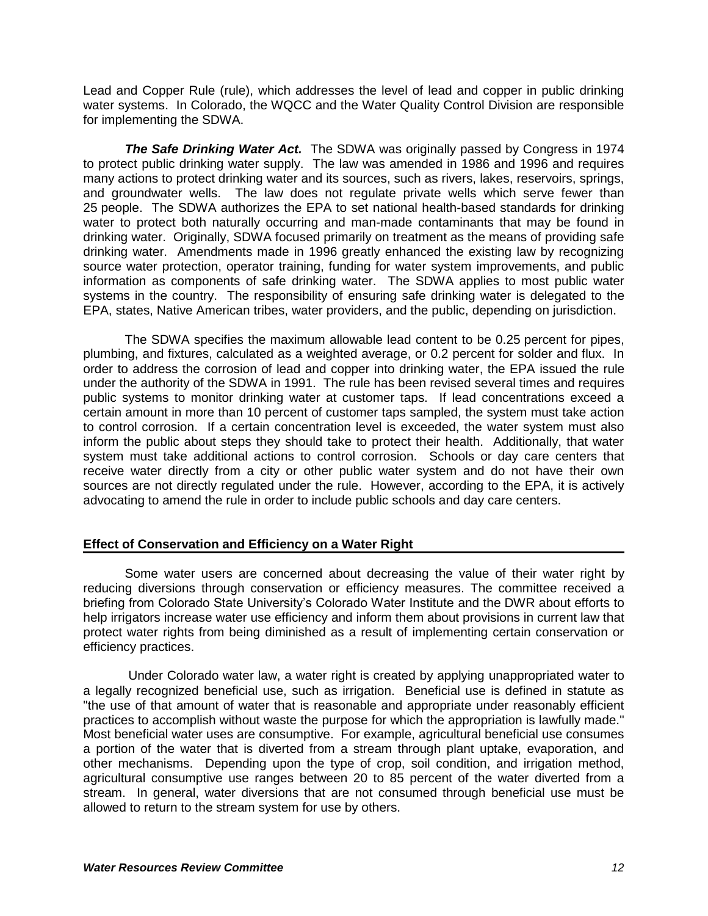Lead and Copper Rule (rule), which addresses the level of lead and copper in public drinking water systems. In Colorado, the WQCC and the Water Quality Control Division are responsible for implementing the SDWA.

***The Safe Drinking Water Act.*** The SDWA was originally passed by Congress in 1974 to protect public drinking water supply. The law was amended in 1986 and 1996 and requires many actions to protect drinking water and its sources, such as rivers, lakes, reservoirs, springs, and groundwater wells. The law does not regulate private wells which serve fewer than 25 people. The SDWA authorizes the EPA to set national health-based standards for drinking water to protect both naturally occurring and man-made contaminants that may be found in drinking water. Originally, SDWA focused primarily on treatment as the means of providing safe drinking water. Amendments made in 1996 greatly enhanced the existing law by recognizing source water protection, operator training, funding for water system improvements, and public information as components of safe drinking water. The SDWA applies to most public water systems in the country. The responsibility of ensuring safe drinking water is delegated to the EPA, states, Native American tribes, water providers, and the public, depending on jurisdiction.

The SDWA specifies the maximum allowable lead content to be 0.25 percent for pipes, plumbing, and fixtures, calculated as a weighted average, or 0.2 percent for solder and flux. In order to address the corrosion of lead and copper into drinking water, the EPA issued the rule under the authority of the SDWA in 1991. The rule has been revised several times and requires public systems to monitor drinking water at customer taps. If lead concentrations exceed a certain amount in more than 10 percent of customer taps sampled, the system must take action to control corrosion. If a certain concentration level is exceeded, the water system must also inform the public about steps they should take to protect their health. Additionally, that water system must take additional actions to control corrosion. Schools or day care centers that receive water directly from a city or other public water system and do not have their own sources are not directly regulated under the rule. However, according to the EPA, it is actively advocating to amend the rule in order to include public schools and day care centers.

## Effect of Conservation and Efficiency on a Water Right

Some water users are concerned about decreasing the value of their water right by reducing diversions through conservation or efficiency measures. The committee received a briefing from Colorado State University's Colorado Water Institute and the DWR about efforts to help irrigators increase water use efficiency and inform them about provisions in current law that protect water rights from being diminished as a result of implementing certain conservation or efficiency practices.

Under Colorado water law, a water right is created by applying unappropriated water to a legally recognized beneficial use, such as irrigation. Beneficial use is defined in statute as "the use of that amount of water that is reasonable and appropriate under reasonably efficient practices to accomplish without waste the purpose for which the appropriation is lawfully made." Most beneficial water uses are consumptive. For example, agricultural beneficial use consumes a portion of the water that is diverted from a stream through plant uptake, evaporation, and other mechanisms. Depending upon the type of crop, soil condition, and irrigation method, agricultural consumptive use ranges between 20 to 85 percent of the water diverted from a stream. In general, water diversions that are not consumed through beneficial use must be allowed to return to the stream system for use by others.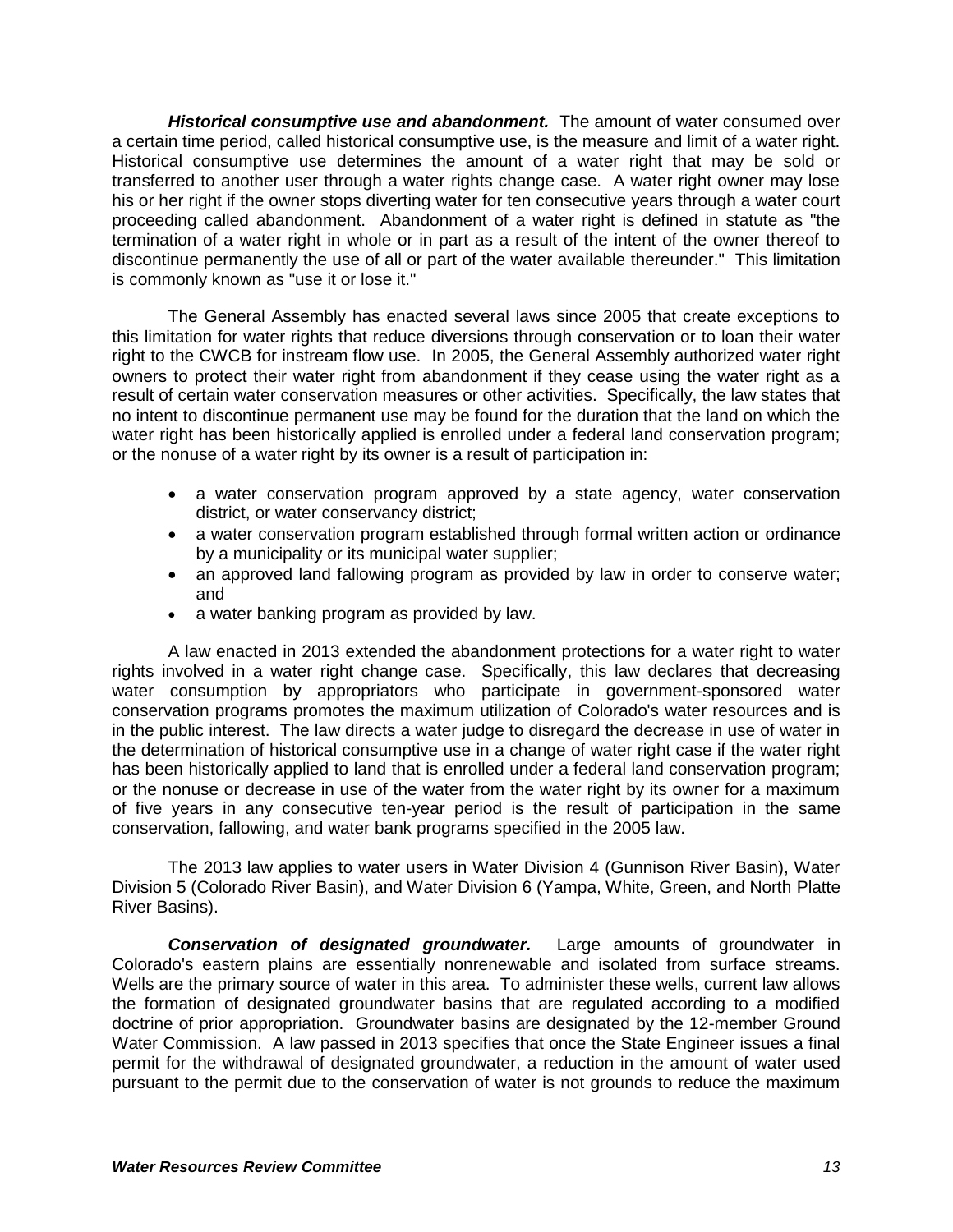***Historical consumptive use and abandonment.*** The amount of water consumed over a certain time period, called historical consumptive use, is the measure and limit of a water right. Historical consumptive use determines the amount of a water right that may be sold or transferred to another user through a water rights change case. A water right owner may lose his or her right if the owner stops diverting water for ten consecutive years through a water court proceeding called abandonment. Abandonment of a water right is defined in statute as "the termination of a water right in whole or in part as a result of the intent of the owner thereof to discontinue permanently the use of all or part of the water available thereunder." This limitation is commonly known as "use it or lose it."

The General Assembly has enacted several laws since 2005 that create exceptions to this limitation for water rights that reduce diversions through conservation or to loan their water right to the CWCB for instream flow use. In 2005, the General Assembly authorized water right owners to protect their water right from abandonment if they cease using the water right as a result of certain water conservation measures or other activities. Specifically, the law states that no intent to discontinue permanent use may be found for the duration that the land on which the water right has been historically applied is enrolled under a federal land conservation program; or the nonuse of a water right by its owner is a result of participation in:

- a water conservation program approved by a state agency, water conservation district, or water conservancy district;
- a water conservation program established through formal written action or ordinance by a municipality or its municipal water supplier;
- an approved land fallowing program as provided by law in order to conserve water; and
- a water banking program as provided by law.

A law enacted in 2013 extended the abandonment protections for a water right to water rights involved in a water right change case. Specifically, this law declares that decreasing water consumption by appropriators who participate in government-sponsored water conservation programs promotes the maximum utilization of Colorado's water resources and is in the public interest. The law directs a water judge to disregard the decrease in use of water in the determination of historical consumptive use in a change of water right case if the water right has been historically applied to land that is enrolled under a federal land conservation program; or the nonuse or decrease in use of the water from the water right by its owner for a maximum of five years in any consecutive ten-year period is the result of participation in the same conservation, fallowing, and water bank programs specified in the 2005 law.

The 2013 law applies to water users in Water Division 4 (Gunnison River Basin), Water Division 5 (Colorado River Basin), and Water Division 6 (Yampa, White, Green, and North Platte River Basins).

***Conservation of designated groundwater.*** Large amounts of groundwater in Colorado's eastern plains are essentially nonrenewable and isolated from surface streams. Wells are the primary source of water in this area. To administer these wells, current law allows the formation of designated groundwater basins that are regulated according to a modified doctrine of prior appropriation. Groundwater basins are designated by the 12-member Ground Water Commission. A law passed in 2013 specifies that once the State Engineer issues a final permit for the withdrawal of designated groundwater, a reduction in the amount of water used pursuant to the permit due to the conservation of water is not grounds to reduce the maximum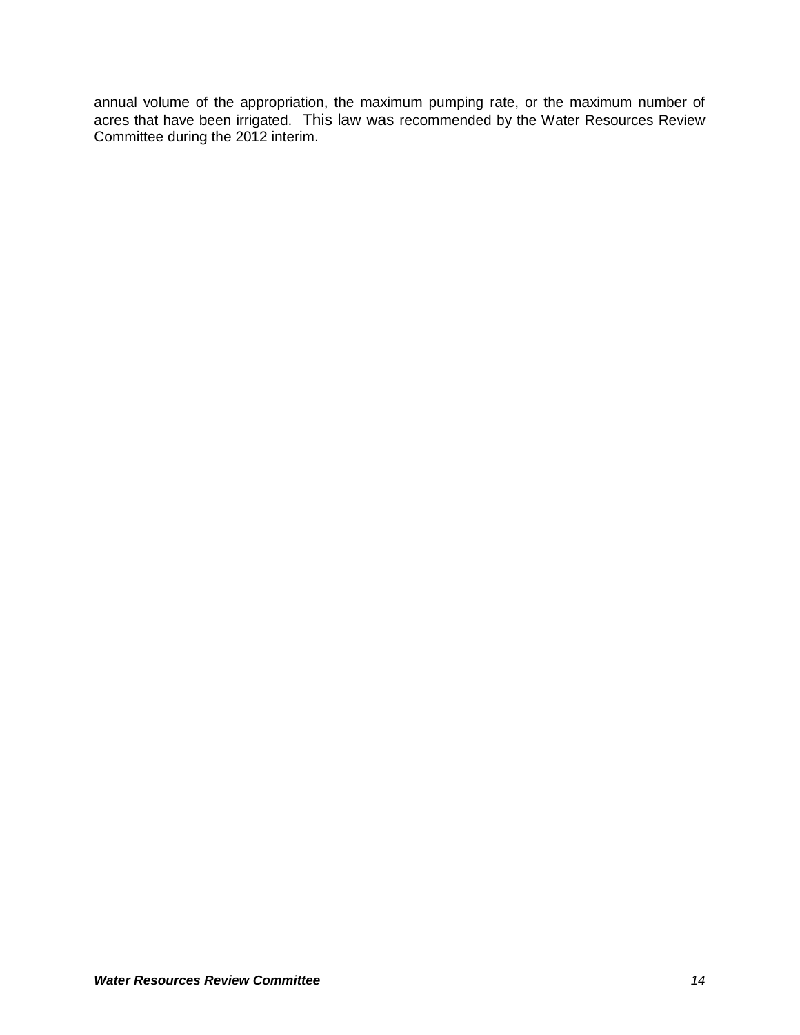annual volume of the appropriation, the maximum pumping rate, or the maximum number of acres that have been irrigated. This law was recommended by the Water Resources Review Committee during the 2012 interim.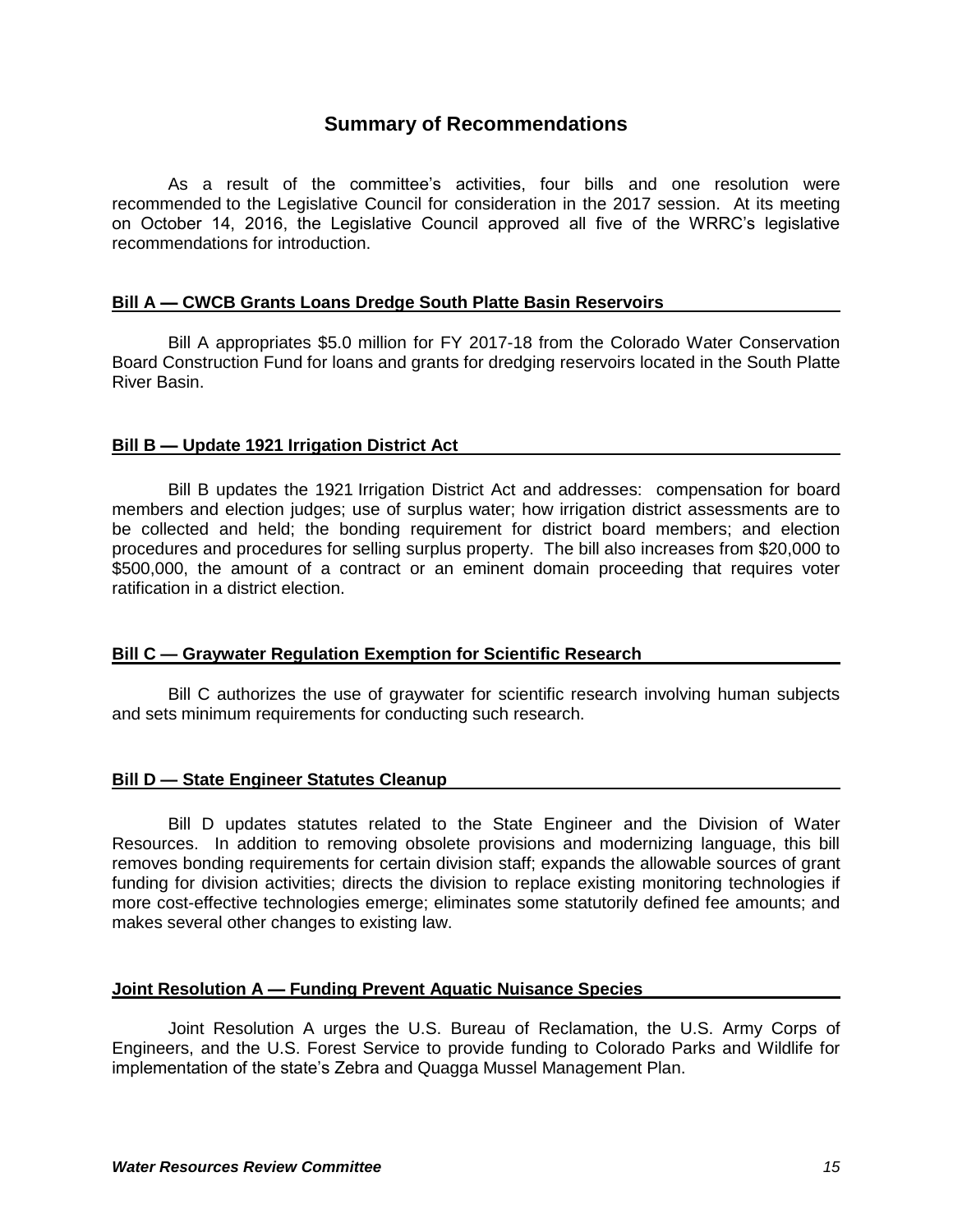## Summary of Recommendations

As a result of the committee's activities, four bills and one resolution were recommended to the Legislative Council for consideration in the 2017 session. At its meeting on October 14, 2016, the Legislative Council approved all five of the WRRC's legislative recommendations for introduction.

### Bill A — CWCB Grants Loans Dredge South Platte Basin Reservoirs

Bill A appropriates $5.0 million for FY 2017-18 from the Colorado Water Conservation Board Construction Fund for loans and grants for dredging reservoirs located in the South Platte River Basin.

### Bill B — Update 1921 Irrigation District Act

Bill B updates the 1921 Irrigation District Act and addresses: compensation for board members and election judges; use of surplus water; how irrigation district assessments are to be collected and held; the bonding requirement for district board members; and election procedures and procedures for selling surplus property. The bill also increases from $20,000 to $500,000, the amount of a contract or an eminent domain proceeding that requires voter ratification in a district election.

### Bill C — Graywater Regulation Exemption for Scientific Research

Bill C authorizes the use of graywater for scientific research involving human subjects and sets minimum requirements for conducting such research.

### Bill D — State Engineer Statutes Cleanup

Bill D updates statutes related to the State Engineer and the Division of Water Resources. In addition to removing obsolete provisions and modernizing language, this bill removes bonding requirements for certain division staff; expands the allowable sources of grant funding for division activities; directs the division to replace existing monitoring technologies if more cost-effective technologies emerge; eliminates some statutorily defined fee amounts; and makes several other changes to existing law.

### Joint Resolution A — Funding Prevent Aquatic Nuisance Species

Joint Resolution A urges the U.S. Bureau of Reclamation, the U.S. Army Corps of Engineers, and the U.S. Forest Service to provide funding to Colorado Parks and Wildlife for implementation of the state's Zebra and Quagga Mussel Management Plan.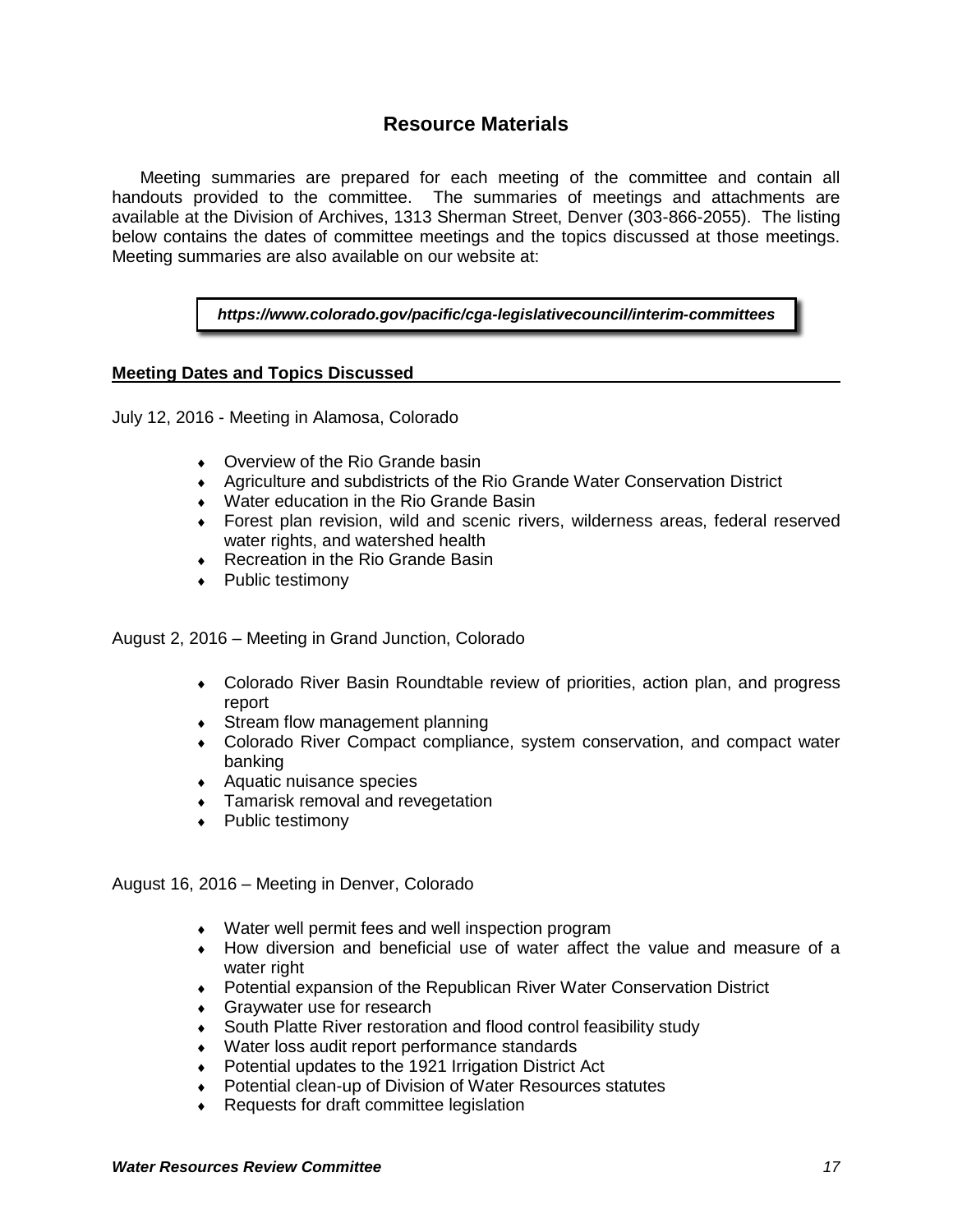## Resource Materials

Meeting summaries are prepared for each meeting of the committee and contain all handouts provided to the committee. The summaries of meetings and attachments are available at the Division of Archives, 1313 Sherman Street, Denver (303-866-2055). The listing below contains the dates of committee meetings and the topics discussed at those meetings. Meeting summaries are also available on our website at:

***https://www.colorado.gov/pacific/cga-legislativecouncil/interim-committees***

**Meeting Dates and Topics Discussed**

July 12, 2016 - Meeting in Alamosa, Colorado

- Overview of the Rio Grande basin
- Agriculture and subdistricts of the Rio Grande Water Conservation District
- Water education in the Rio Grande Basin
- Forest plan revision, wild and scenic rivers, wilderness areas, federal reserved water rights, and watershed health
- Recreation in the Rio Grande Basin
- Public testimony

August 2, 2016 – Meeting in Grand Junction, Colorado

- Colorado River Basin Roundtable review of priorities, action plan, and progress report
- Stream flow management planning
- Colorado River Compact compliance, system conservation, and compact water banking
- Aquatic nuisance species
- Tamarisk removal and revegetation
- Public testimony

August 16, 2016 – Meeting in Denver, Colorado

- Water well permit fees and well inspection program
- How diversion and beneficial use of water affect the value and measure of a water right
- Potential expansion of the Republican River Water Conservation District
- Graywater use for research
- South Platte River restoration and flood control feasibility study
- Water loss audit report performance standards
- Potential updates to the 1921 Irrigation District Act
- Potential clean-up of Division of Water Resources statutes
- Requests for draft committee legislation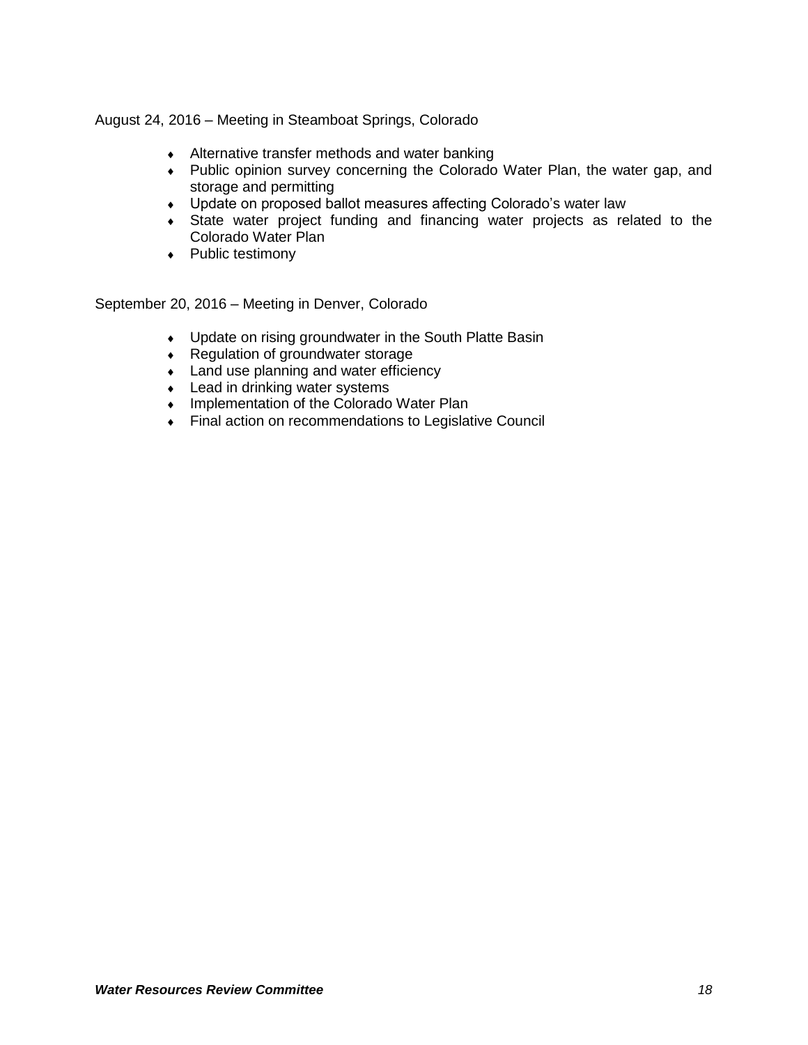August 24, 2016 – Meeting in Steamboat Springs, Colorado

- Alternative transfer methods and water banking
- Public opinion survey concerning the Colorado Water Plan, the water gap, and storage and permitting
- Update on proposed ballot measures affecting Colorado's water law
- State water project funding and financing water projects as related to the Colorado Water Plan
- Public testimony

September 20, 2016 – Meeting in Denver, Colorado

- Update on rising groundwater in the South Platte Basin
- Regulation of groundwater storage
- Land use planning and water efficiency
- Lead in drinking water systems
- Implementation of the Colorado Water Plan
- Final action on recommendations to Legislative Council